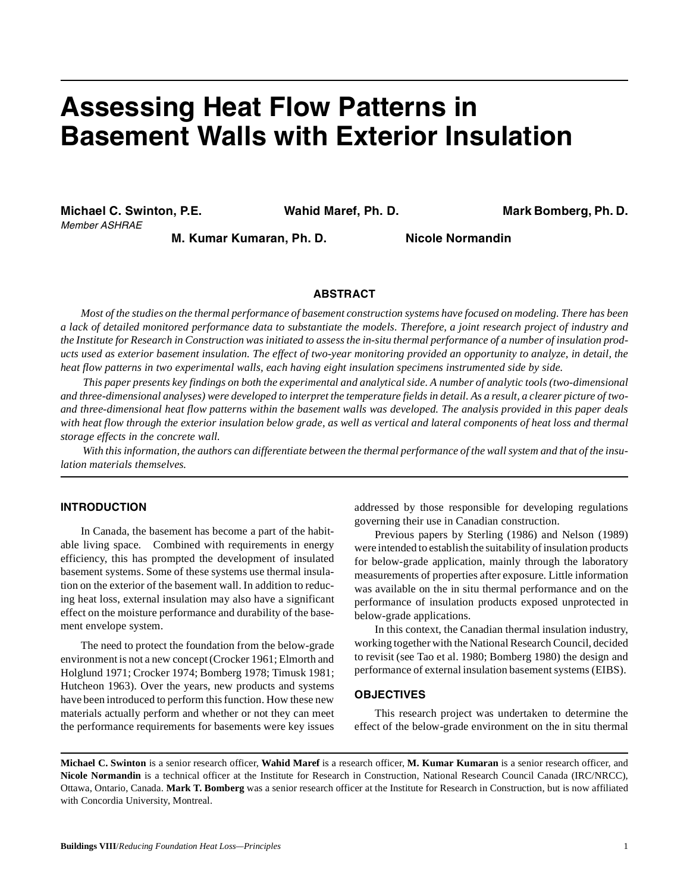# Assessing Heat Flow Patterns in Basement Walls with Exterior Insulation

**Michael C. Swinton, P.E.**
*Member ASHRAE*

**Wahid Maref, Ph. D.**

**Mark Bomberg, Ph. D.**

**M. Kumar Kumaran, Ph. D.**

**Nicole Normandin**

## ABSTRACT

*Most of the studies on the thermal performance of basement construction systems have focused on modeling. There has been a lack of detailed monitored performance data to substantiate the models. Therefore, a joint research project of industry and the Institute for Research in Construction was initiated to assess the in-situ thermal performance of a number of insulation products used as exterior basement insulation. The effect of two-year monitoring provided an opportunity to analyze, in detail, the heat flow patterns in two experimental walls, each having eight insulation specimens instrumented side by side.*

*This paper presents key findings on both the experimental and analytical side. A number of analytic tools (two-dimensional and three-dimensional analyses) were developed to interpret the temperature fields in detail. As a result, a clearer picture of two- and three-dimensional heat flow patterns within the basement walls was developed. The analysis provided in this paper deals with heat flow through the exterior insulation below grade, as well as vertical and lateral components of heat loss and thermal storage effects in the concrete wall.*

*With this information, the authors can differentiate between the thermal performance of the wall system and that of the insulation materials themselves.*

## INTRODUCTION

In Canada, the basement has become a part of the habitable living space. Combined with requirements in energy efficiency, this has prompted the development of insulated basement systems. Some of these systems use thermal insulation on the exterior of the basement wall. In addition to reducing heat loss, external insulation may also have a significant effect on the moisture performance and durability of the basement envelope system.

The need to protect the foundation from the below-grade environment is not a new concept (Crocker 1961; Elmorth and Holglund 1971; Crocker 1974; Bomberg 1978; Timusk 1981; Hutcheon 1963). Over the years, new products and systems have been introduced to perform this function. How these new materials actually perform and whether or not they can meet the performance requirements for basements were key issues addressed by those responsible for developing regulations governing their use in Canadian construction.

Previous papers by Sterling (1986) and Nelson (1989) were intended to establish the suitability of insulation products for below-grade application, mainly through the laboratory measurements of properties after exposure. Little information was available on the in situ thermal performance and on the performance of insulation products exposed unprotected in below-grade applications.

In this context, the Canadian thermal insulation industry, working together with the National Research Council, decided to revisit (see Tao et al. 1980; Bomberg 1980) the design and performance of external insulation basement systems (EIBS).

## OBJECTIVES

This research project was undertaken to determine the effect of the below-grade environment on the in situ thermal

---

**Michael C. Swinton** is a senior research officer, **Wahid Maref** is a research officer, **M. Kumar Kumaran** is a senior research officer, and **Nicole Normandin** is a technical officer at the Institute for Research in Construction, National Research Council Canada (IRC/NRCC), Ottawa, Ontario, Canada. **Mark T. Bomberg** was a senior research officer at the Institute for Research in Construction, but is now affiliated with Concordia University, Montreal.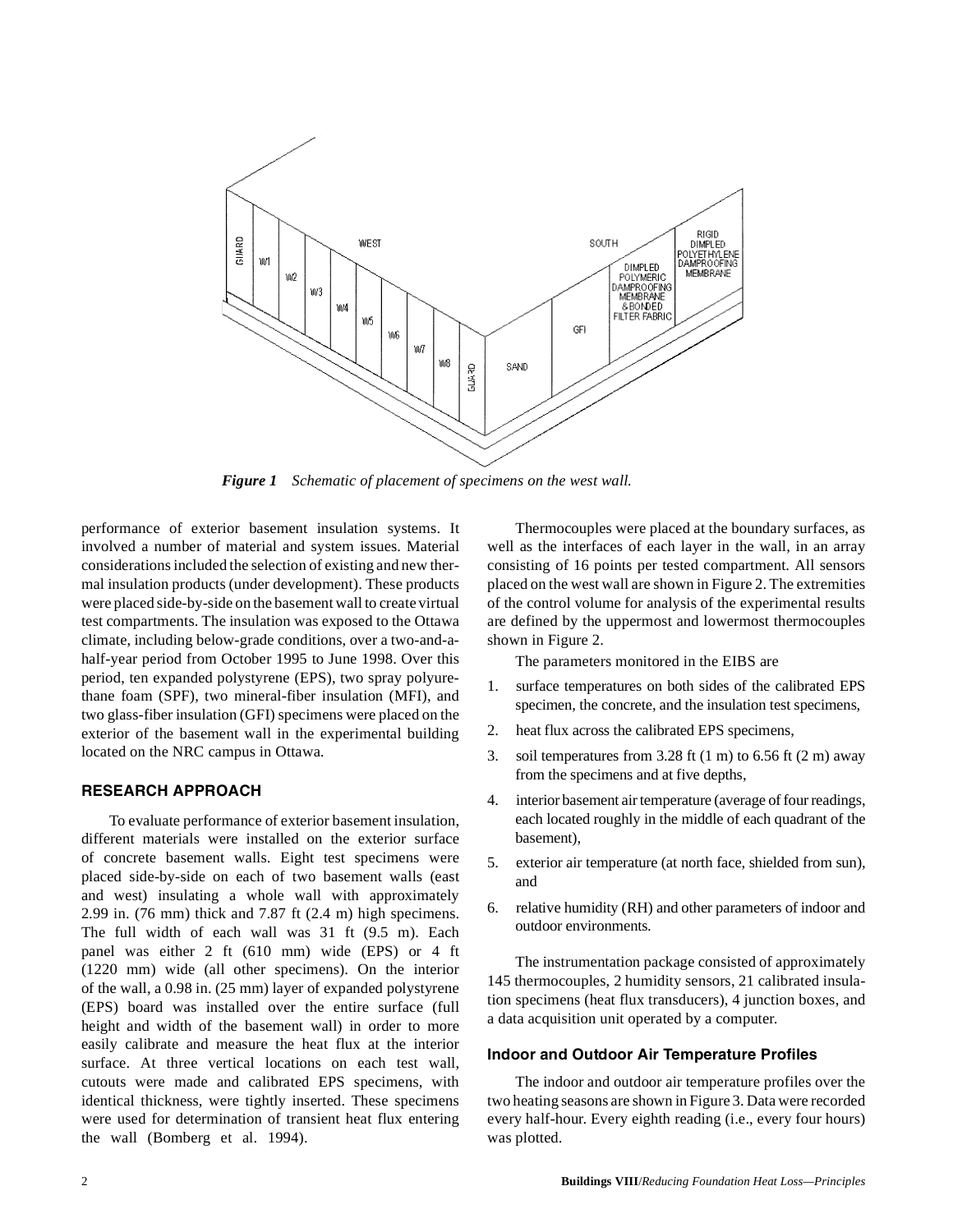*Figure 1    Schematic of placement of specimens on the west wall.*

performance of exterior basement insulation systems. It involved a number of material and system issues. Material considerations included the selection of existing and new thermal insulation products (under development). These products were placed side-by-side on the basement wall to create virtual test compartments. The insulation was exposed to the Ottawa climate, including below-grade conditions, over a two-and-a-half-year period from October 1995 to June 1998. Over this period, ten expanded polystyrene (EPS), two spray polyurethane foam (SPF), two mineral-fiber insulation (MFI), and two glass-fiber insulation (GFI) specimens were placed on the exterior of the basement wall in the experimental building located on the NRC campus in Ottawa.

## RESEARCH APPROACH

To evaluate performance of exterior basement insulation, different materials were installed on the exterior surface of concrete basement walls. Eight test specimens were placed side-by-side on each of two basement walls (east and west) insulating a whole wall with approximately 2.99 in. (76 mm) thick and 7.87 ft (2.4 m) high specimens. The full width of each wall was 31 ft (9.5 m). Each panel was either 2 ft (610 mm) wide (EPS) or 4 ft (1220 mm) wide (all other specimens). On the interior of the wall, a 0.98 in. (25 mm) layer of expanded polystyrene (EPS) board was installed over the entire surface (full height and width of the basement wall) in order to more easily calibrate and measure the heat flux at the interior surface. At three vertical locations on each test wall, cutouts were made and calibrated EPS specimens, with identical thickness, were tightly inserted. These specimens were used for determination of transient heat flux entering the wall (Bomberg et al. 1994).

Thermocouples were placed at the boundary surfaces, as well as the interfaces of each layer in the wall, in an array consisting of 16 points per tested compartment. All sensors placed on the west wall are shown in Figure 2. The extremities of the control volume for analysis of the experimental results are defined by the uppermost and lowermost thermocouples shown in Figure 2.

The parameters monitored in the EIBS are

1. surface temperatures on both sides of the calibrated EPS specimen, the concrete, and the insulation test specimens,
2. heat flux across the calibrated EPS specimens,
3. soil temperatures from 3.28 ft (1 m) to 6.56 ft (2 m) away from the specimens and at five depths,
4. interior basement air temperature (average of four readings, each located roughly in the middle of each quadrant of the basement),
5. exterior air temperature (at north face, shielded from sun), and
6. relative humidity (RH) and other parameters of indoor and outdoor environments.

The instrumentation package consisted of approximately 145 thermocouples, 2 humidity sensors, 21 calibrated insulation specimens (heat flux transducers), 4 junction boxes, and a data acquisition unit operated by a computer.

### Indoor and Outdoor Air Temperature Profiles

The indoor and outdoor air temperature profiles over the two heating seasons are shown in Figure 3. Data were recorded every half-hour. Every eighth reading (i.e., every four hours) was plotted.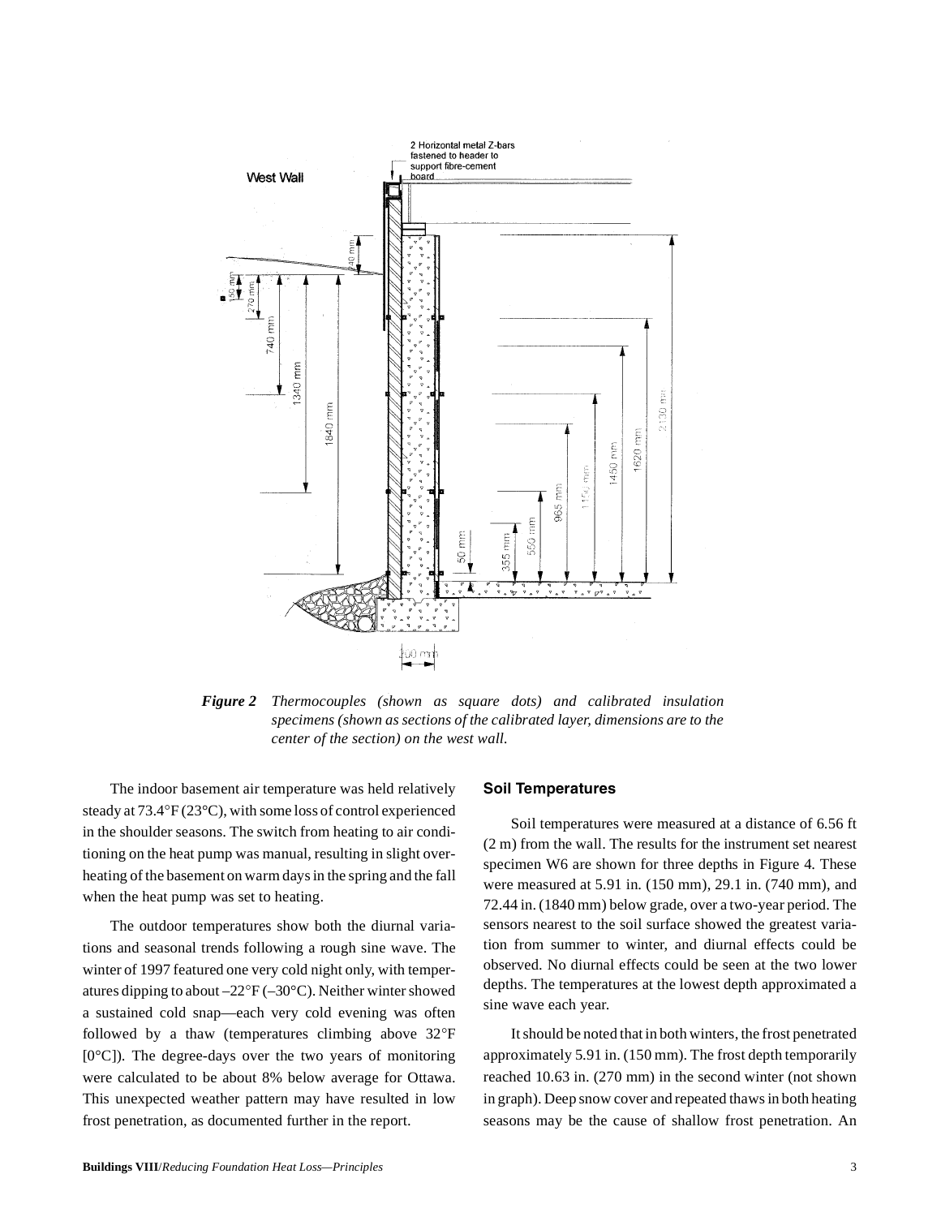*Figure 2 Thermocouples (shown as square dots) and calibrated insulation specimens (shown as sections of the calibrated layer, dimensions are to the center of the section) on the west wall.*

The indoor basement air temperature was held relatively steady at 73.4°F (23°C), with some loss of control experienced in the shoulder seasons. The switch from heating to air conditioning on the heat pump was manual, resulting in slight overheating of the basement on warm days in the spring and the fall when the heat pump was set to heating.

The outdoor temperatures show both the diurnal variations and seasonal trends following a rough sine wave. The winter of 1997 featured one very cold night only, with temperatures dipping to about –22°F (–30°C). Neither winter showed a sustained cold snap—each very cold evening was often followed by a thaw (temperatures climbing above 32°F [0°C]). The degree-days over the two years of monitoring were calculated to be about 8% below average for Ottawa. This unexpected weather pattern may have resulted in low frost penetration, as documented further in the report.

### Soil Temperatures

Soil temperatures were measured at a distance of 6.56 ft (2 m) from the wall. The results for the instrument set nearest specimen W6 are shown for three depths in Figure 4. These were measured at 5.91 in. (150 mm), 29.1 in. (740 mm), and 72.44 in. (1840 mm) below grade, over a two-year period. The sensors nearest to the soil surface showed the greatest variation from summer to winter, and diurnal effects could be observed. No diurnal effects could be seen at the two lower depths. The temperatures at the lowest depth approximated a sine wave each year.

It should be noted that in both winters, the frost penetrated approximately 5.91 in. (150 mm). The frost depth temporarily reached 10.63 in. (270 mm) in the second winter (not shown in graph). Deep snow cover and repeated thaws in both heating seasons may be the cause of shallow frost penetration. An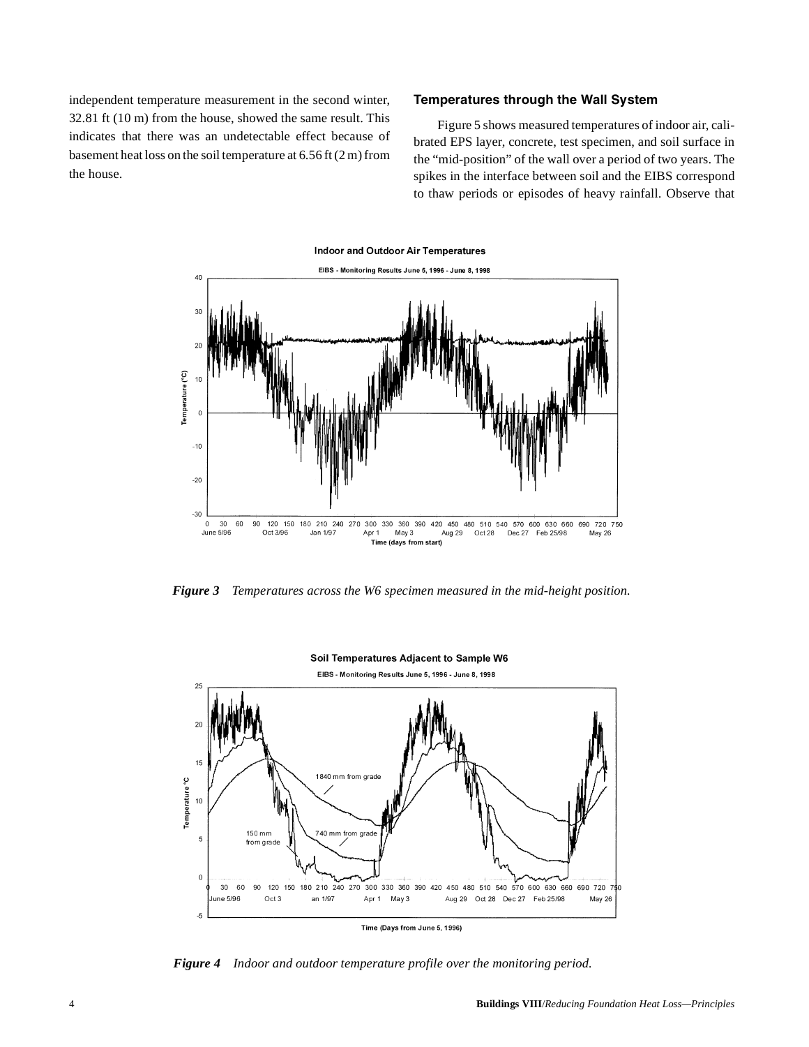independent temperature measurement in the second winter, 32.81 ft (10 m) from the house, showed the same result. This indicates that there was an undetectable effect because of basement heat loss on the soil temperature at 6.56 ft (2 m) from the house.

### Temperatures through the Wall System

Figure 5 shows measured temperatures of indoor air, calibrated EPS layer, concrete, test specimen, and soil surface in the "mid-position" of the wall over a period of two years. The spikes in the interface between soil and the EIBS correspond to thaw periods or episodes of heavy rainfall. Observe that

***Figure 3*** *Temperatures across the W6 specimen measured in the mid-height position.*

***Figure 4*** *Indoor and outdoor temperature profile over the monitoring period.*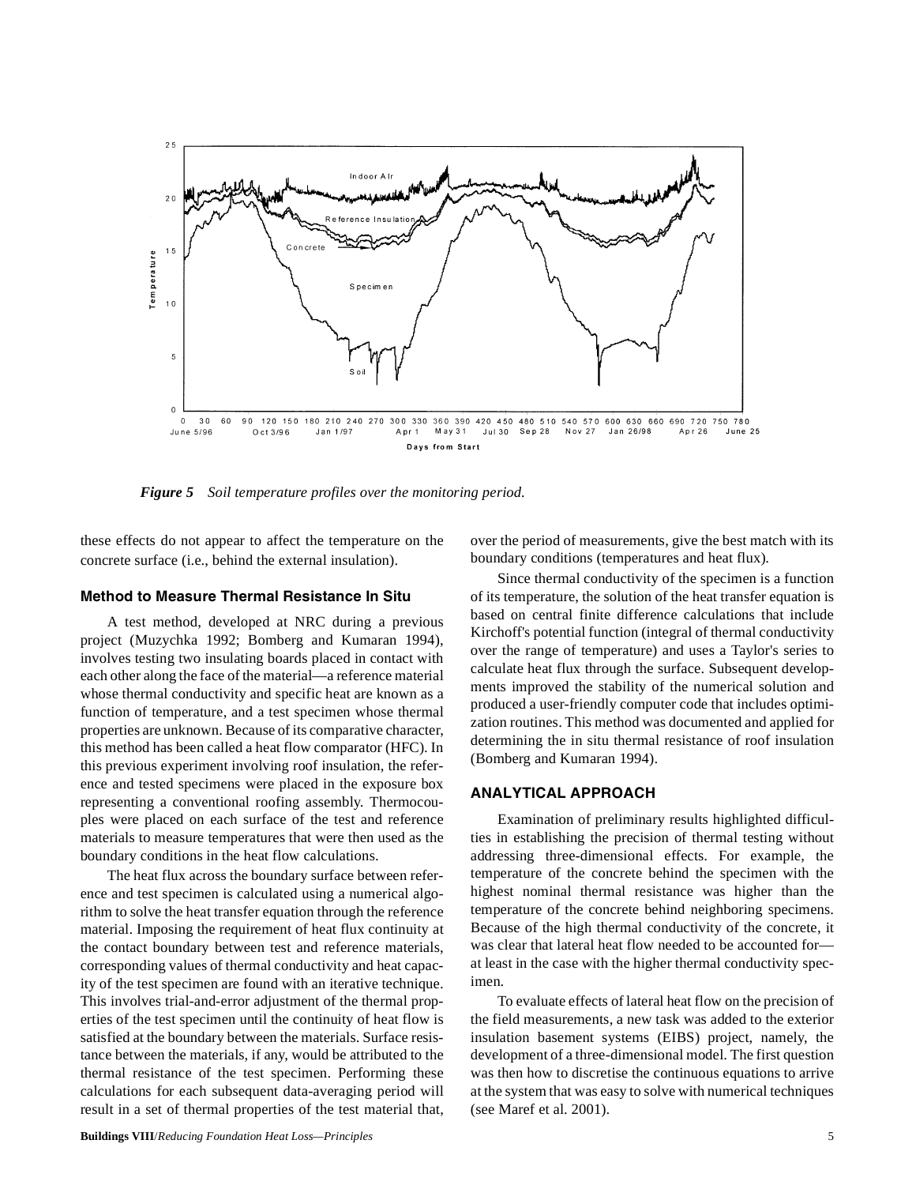*Figure 5  Soil temperature profiles over the monitoring period.*

these effects do not appear to affect the temperature on the concrete surface (i.e., behind the external insulation).

### Method to Measure Thermal Resistance In Situ

A test method, developed at NRC during a previous project (Muzychka 1992; Bomberg and Kumaran 1994), involves testing two insulating boards placed in contact with each other along the face of the material—a reference material whose thermal conductivity and specific heat are known as a function of temperature, and a test specimen whose thermal properties are unknown. Because of its comparative character, this method has been called a heat flow comparator (HFC). In this previous experiment involving roof insulation, the reference and tested specimens were placed in the exposure box representing a conventional roofing assembly. Thermocouples were placed on each surface of the test and reference materials to measure temperatures that were then used as the boundary conditions in the heat flow calculations.

The heat flux across the boundary surface between reference and test specimen is calculated using a numerical algorithm to solve the heat transfer equation through the reference material. Imposing the requirement of heat flux continuity at the contact boundary between test and reference materials, corresponding values of thermal conductivity and heat capacity of the test specimen are found with an iterative technique. This involves trial-and-error adjustment of the thermal properties of the test specimen until the continuity of heat flow is satisfied at the boundary between the materials. Surface resistance between the materials, if any, would be attributed to the thermal resistance of the test specimen. Performing these calculations for each subsequent data-averaging period will result in a set of thermal properties of the test material that, over the period of measurements, give the best match with its boundary conditions (temperatures and heat flux).

Since thermal conductivity of the specimen is a function of its temperature, the solution of the heat transfer equation is based on central finite difference calculations that include Kirchoff's potential function (integral of thermal conductivity over the range of temperature) and uses a Taylor's series to calculate heat flux through the surface. Subsequent developments improved the stability of the numerical solution and produced a user-friendly computer code that includes optimization routines. This method was documented and applied for determining the in situ thermal resistance of roof insulation (Bomberg and Kumaran 1994).

## ANALYTICAL APPROACH

Examination of preliminary results highlighted difficulties in establishing the precision of thermal testing without addressing three-dimensional effects. For example, the temperature of the concrete behind the specimen with the highest nominal thermal resistance was higher than the temperature of the concrete behind neighboring specimens. Because of the high thermal conductivity of the concrete, it was clear that lateral heat flow needed to be accounted for—at least in the case with the higher thermal conductivity specimen.

To evaluate effects of lateral heat flow on the precision of the field measurements, a new task was added to the exterior insulation basement systems (EIBS) project, namely, the development of a three-dimensional model. The first question was then how to discretise the continuous equations to arrive at the system that was easy to solve with numerical techniques (see Maref et al. 2001).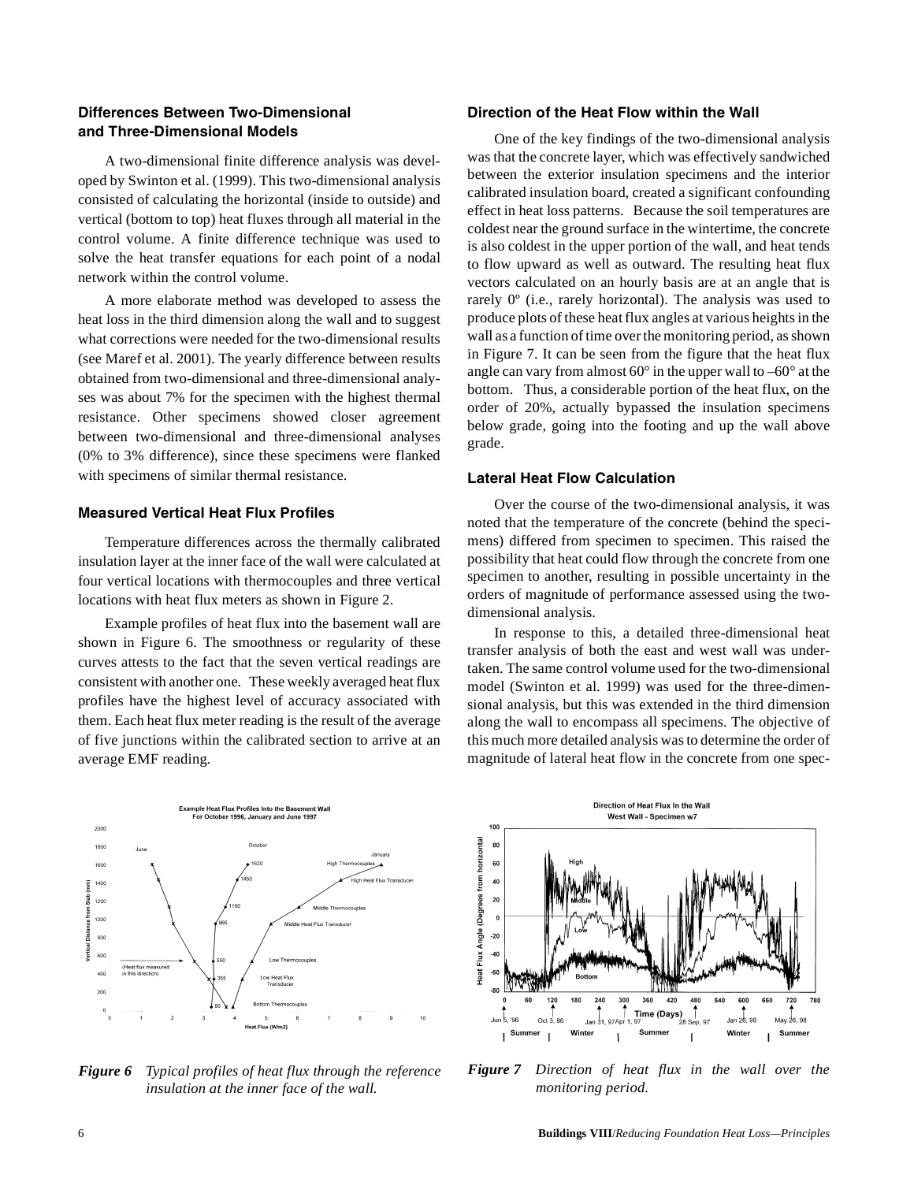### Differences Between Two-Dimensional and Three-Dimensional Models

A two-dimensional finite difference analysis was developed by Swinton et al. (1999). This two-dimensional analysis consisted of calculating the horizontal (inside to outside) and vertical (bottom to top) heat fluxes through all material in the control volume. A finite difference technique was used to solve the heat transfer equations for each point of a nodal network within the control volume.

A more elaborate method was developed to assess the heat loss in the third dimension along the wall and to suggest what corrections were needed for the two-dimensional results (see Maref et al. 2001). The yearly difference between results obtained from two-dimensional and three-dimensional analyses was about 7% for the specimen with the highest thermal resistance. Other specimens showed closer agreement between two-dimensional and three-dimensional analyses (0% to 3% difference), since these specimens were flanked with specimens of similar thermal resistance.

### Measured Vertical Heat Flux Profiles

Temperature differences across the thermally calibrated insulation layer at the inner face of the wall were calculated at four vertical locations with thermocouples and three vertical locations with heat flux meters as shown in Figure 2.

Example profiles of heat flux into the basement wall are shown in Figure 6. The smoothness or regularity of these curves attests to the fact that the seven vertical readings are consistent with another one. These weekly averaged heat flux profiles have the highest level of accuracy associated with them. Each heat flux meter reading is the result of the average of five junctions within the calibrated section to arrive at an average EMF reading.

### Direction of the Heat Flow within the Wall

One of the key findings of the two-dimensional analysis was that the concrete layer, which was effectively sandwiched between the exterior insulation specimens and the interior calibrated insulation board, created a significant confounding effect in heat loss patterns. Because the soil temperatures are coldest near the ground surface in the wintertime, the concrete is also coldest in the upper portion of the wall, and heat tends to flow upward as well as outward. The resulting heat flux vectors calculated on an hourly basis are at an angle that is rarely 0º (i.e., rarely horizontal). The analysis was used to produce plots of these heat flux angles at various heights in the wall as a function of time over the monitoring period, as shown in Figure 7. It can be seen from the figure that the heat flux angle can vary from almost 60° in the upper wall to –60° at the bottom. Thus, a considerable portion of the heat flux, on the order of 20%, actually bypassed the insulation specimens below grade, going into the footing and up the wall above grade.

### Lateral Heat Flow Calculation

Over the course of the two-dimensional analysis, it was noted that the temperature of the concrete (behind the specimens) differed from specimen to specimen. This raised the possibility that heat could flow through the concrete from one specimen to another, resulting in possible uncertainty in the orders of magnitude of performance assessed using the two-dimensional analysis.

In response to this, a detailed three-dimensional heat transfer analysis of both the east and west wall was undertaken. The same control volume used for the two-dimensional model (Swinton et al. 1999) was used for the three-dimensional analysis, but this was extended in the third dimension along the wall to encompass all specimens. The objective of this much more detailed analysis was to determine the order of magnitude of lateral heat flow in the concrete from one spec-

***Figure 6*** *Typical profiles of heat flux through the reference insulation at the inner face of the wall.*

***Figure 7*** *Direction of heat flux in the wall over the monitoring period.*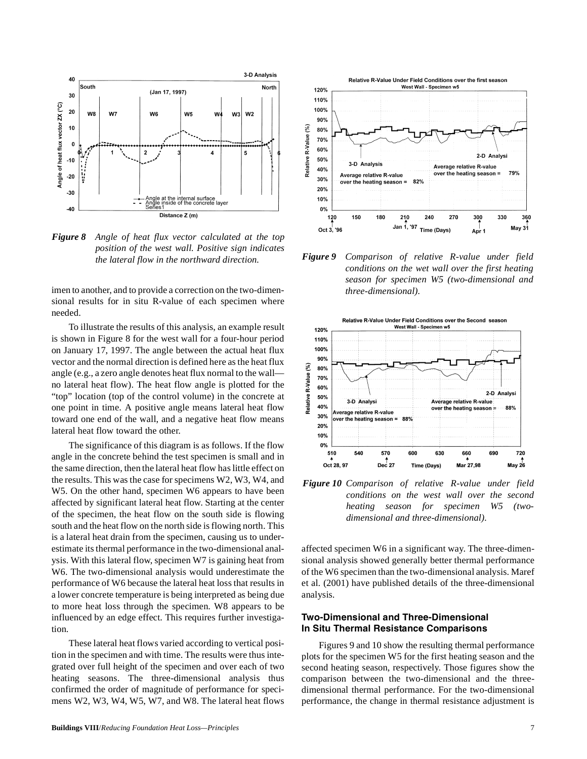*Figure 8 Angle of heat flux vector calculated at the top position of the west wall. Positive sign indicates the lateral flow in the northward direction.*

*Figure 9 Comparison of relative R-value under field conditions on the wet wall over the first heating season for specimen W5 (two-dimensional and three-dimensional).*

*Figure 10 Comparison of relative R-value under field conditions on the west wall over the second heating season for specimen W5 (two-dimensional and three-dimensional).*

imen to another, and to provide a correction on the two-dimensional results for in situ R-value of each specimen where needed.

To illustrate the results of this analysis, an example result is shown in Figure 8 for the west wall for a four-hour period on January 17, 1997. The angle between the actual heat flux vector and the normal direction is defined here as the heat flux angle (e.g., a zero angle denotes heat flux normal to the wall—no lateral heat flow). The heat flow angle is plotted for the "top" location (top of the control volume) in the concrete at one point in time. A positive angle means lateral heat flow toward one end of the wall, and a negative heat flow means lateral heat flow toward the other.

The significance of this diagram is as follows. If the flow angle in the concrete behind the test specimen is small and in the same direction, then the lateral heat flow has little effect on the results. This was the case for specimens W2, W3, W4, and W5. On the other hand, specimen W6 appears to have been affected by significant lateral heat flow. Starting at the center of the specimen, the heat flow on the south side is flowing south and the heat flow on the north side is flowing north. This is a lateral heat drain from the specimen, causing us to underestimate its thermal performance in the two-dimensional analysis. With this lateral flow, specimen W7 is gaining heat from W6. The two-dimensional analysis would underestimate the performance of W6 because the lateral heat loss that results in a lower concrete temperature is being interpreted as being due to more heat loss through the specimen. W8 appears to be influenced by an edge effect. This requires further investigation.

These lateral heat flows varied according to vertical position in the specimen and with time. The results were thus integrated over full height of the specimen and over each of two heating seasons. The three-dimensional analysis thus confirmed the order of magnitude of performance for specimens W2, W3, W4, W5, W7, and W8. The lateral heat flows affected specimen W6 in a significant way. The three-dimensional analysis showed generally better thermal performance of the W6 specimen than the two-dimensional analysis. Maref et al. (2001) have published details of the three-dimensional analysis.

## Two-Dimensional and Three-Dimensional In Situ Thermal Resistance Comparisons

Figures 9 and 10 show the resulting thermal performance plots for the specimen W5 for the first heating season and the second heating season, respectively. Those figures show the comparison between the two-dimensional and the three-dimensional thermal performance. For the two-dimensional performance, the change in thermal resistance adjustment is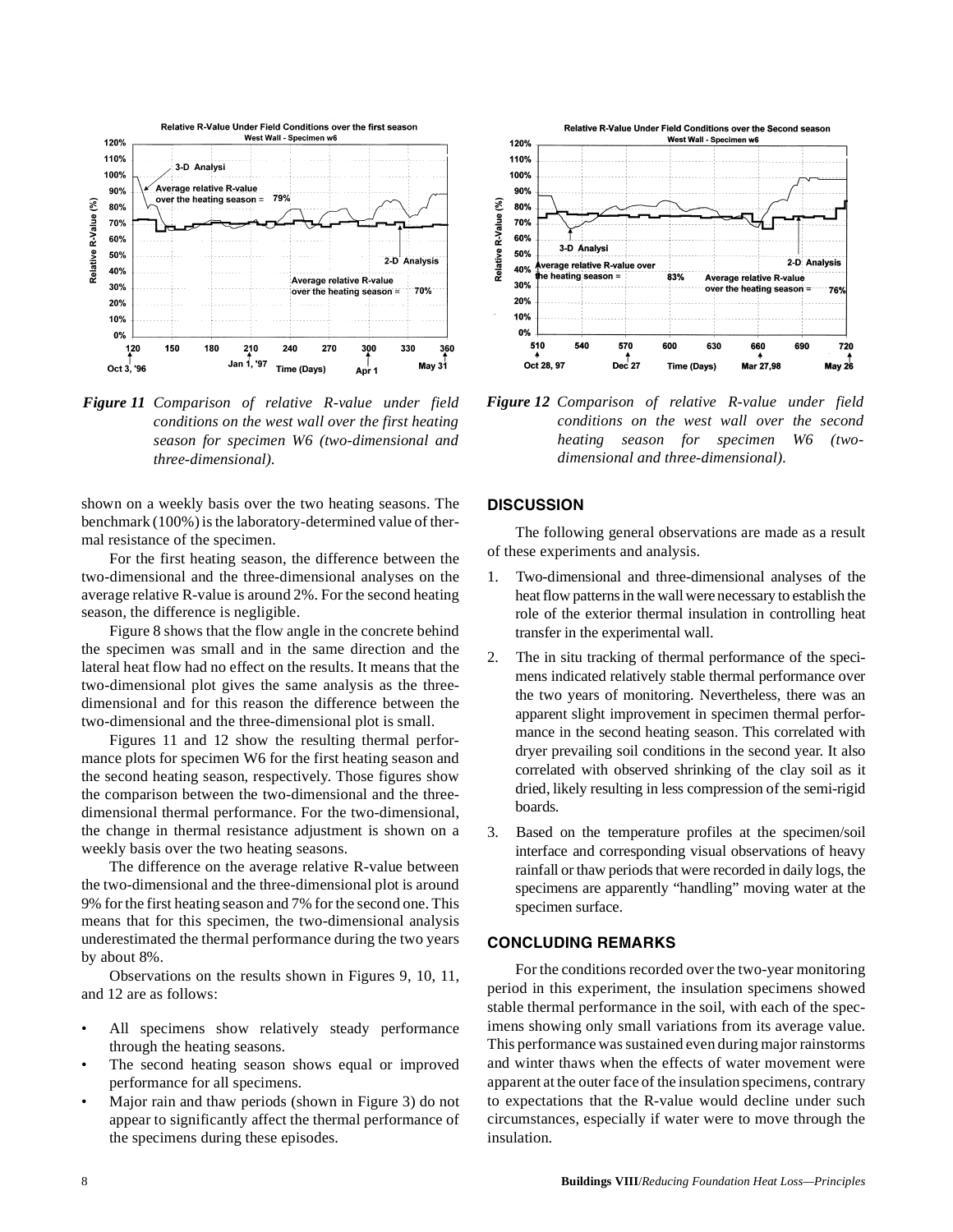*Figure 11 Comparison of relative R-value under field conditions on the west wall over the first heating season for specimen W6 (two-dimensional and three-dimensional).*

*Figure 12 Comparison of relative R-value under field conditions on the west wall over the second heating season for specimen W6 (two-dimensional and three-dimensional).*

shown on a weekly basis over the two heating seasons. The benchmark (100%) is the laboratory-determined value of thermal resistance of the specimen.

For the first heating season, the difference between the two-dimensional and the three-dimensional analyses on the average relative R-value is around 2%. For the second heating season, the difference is negligible.

Figure 8 shows that the flow angle in the concrete behind the specimen was small and in the same direction and the lateral heat flow had no effect on the results. It means that the two-dimensional plot gives the same analysis as the three-dimensional and for this reason the difference between the two-dimensional and the three-dimensional plot is small.

Figures 11 and 12 show the resulting thermal performance plots for specimen W6 for the first heating season and the second heating season, respectively. Those figures show the comparison between the two-dimensional and the three-dimensional thermal performance. For the two-dimensional, the change in thermal resistance adjustment is shown on a weekly basis over the two heating seasons.

The difference on the average relative R-value between the two-dimensional and the three-dimensional plot is around 9% for the first heating season and 7% for the second one. This means that for this specimen, the two-dimensional analysis underestimated the thermal performance during the two years by about 8%.

Observations on the results shown in Figures 9, 10, 11, and 12 are as follows:

- All specimens show relatively steady performance through the heating seasons.
- The second heating season shows equal or improved performance for all specimens.
- Major rain and thaw periods (shown in Figure 3) do not appear to significantly affect the thermal performance of the specimens during these episodes.

## DISCUSSION

The following general observations are made as a result of these experiments and analysis.

1. Two-dimensional and three-dimensional analyses of the heat flow patterns in the wall were necessary to establish the role of the exterior thermal insulation in controlling heat transfer in the experimental wall.
2. The in situ tracking of thermal performance of the specimens indicated relatively stable thermal performance over the two years of monitoring. Nevertheless, there was an apparent slight improvement in specimen thermal performance in the second heating season. This correlated with dryer prevailing soil conditions in the second year. It also correlated with observed shrinking of the clay soil as it dried, likely resulting in less compression of the semi-rigid boards.
3. Based on the temperature profiles at the specimen/soil interface and corresponding visual observations of heavy rainfall or thaw periods that were recorded in daily logs, the specimens are apparently "handling" moving water at the specimen surface.

## CONCLUDING REMARKS

For the conditions recorded over the two-year monitoring period in this experiment, the insulation specimens showed stable thermal performance in the soil, with each of the specimens showing only small variations from its average value. This performance was sustained even during major rainstorms and winter thaws when the effects of water movement were apparent at the outer face of the insulation specimens, contrary to expectations that the R-value would decline under such circumstances, especially if water were to move through the insulation.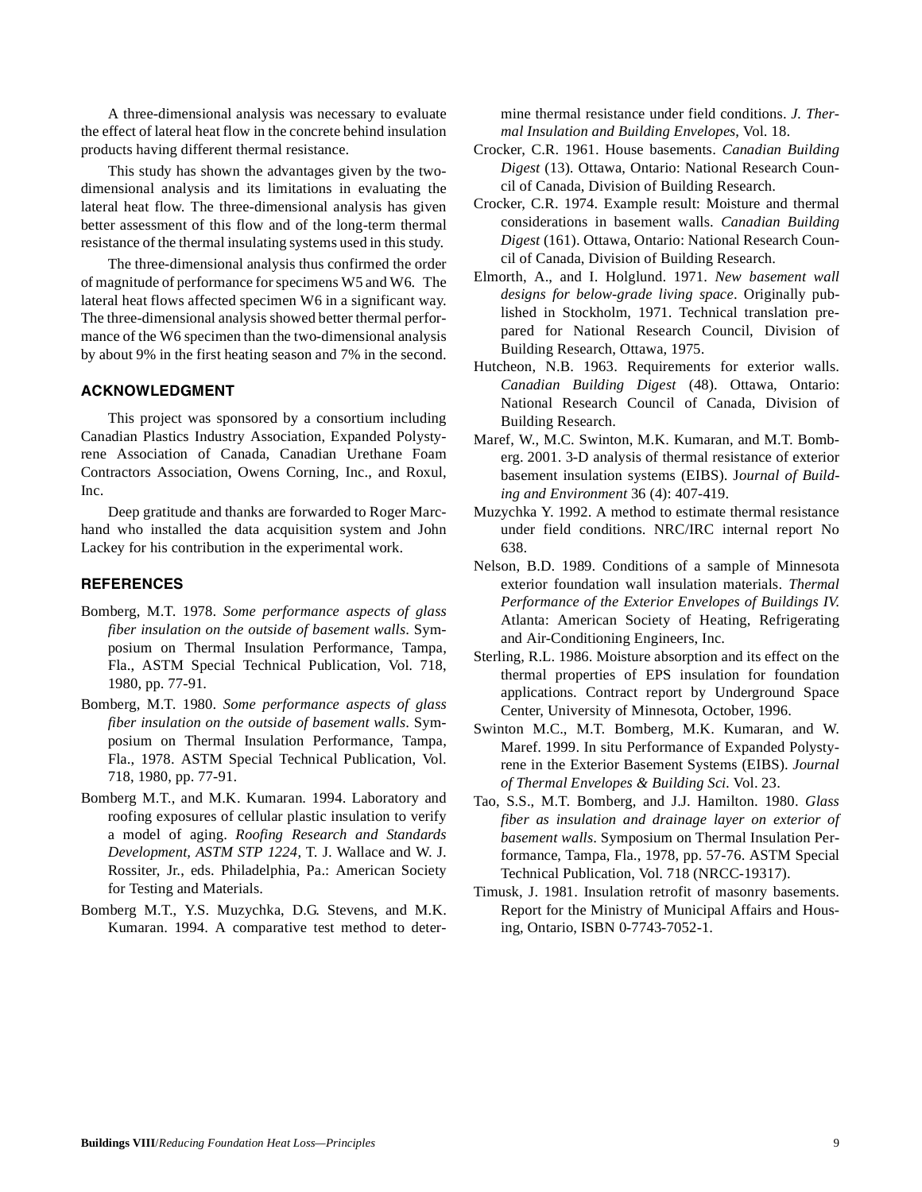A three-dimensional analysis was necessary to evaluate the effect of lateral heat flow in the concrete behind insulation products having different thermal resistance.

This study has shown the advantages given by the two-dimensional analysis and its limitations in evaluating the lateral heat flow. The three-dimensional analysis has given better assessment of this flow and of the long-term thermal resistance of the thermal insulating systems used in this study.

The three-dimensional analysis thus confirmed the order of magnitude of performance for specimens W5 and W6. The lateral heat flows affected specimen W6 in a significant way. The three-dimensional analysis showed better thermal performance of the W6 specimen than the two-dimensional analysis by about 9% in the first heating season and 7% in the second.

## ACKNOWLEDGMENT

This project was sponsored by a consortium including Canadian Plastics Industry Association, Expanded Polystyrene Association of Canada, Canadian Urethane Foam Contractors Association, Owens Corning, Inc., and Roxul, Inc.

Deep gratitude and thanks are forwarded to Roger Marchand who installed the data acquisition system and John Lackey for his contribution in the experimental work.

## REFERENCES

Bomberg, M.T. 1978. *Some performance aspects of glass fiber insulation on the outside of basement walls*. Symposium on Thermal Insulation Performance, Tampa, Fla., ASTM Special Technical Publication, Vol. 718, 1980, pp. 77-91.

Bomberg, M.T. 1980. *Some performance aspects of glass fiber insulation on the outside of basement walls*. Symposium on Thermal Insulation Performance, Tampa, Fla., 1978. ASTM Special Technical Publication, Vol. 718, 1980, pp. 77-91.

Bomberg M.T., and M.K. Kumaran. 1994. Laboratory and roofing exposures of cellular plastic insulation to verify a model of aging. *Roofing Research and Standards Development, ASTM STP 1224*, T. J. Wallace and W. J. Rossiter, Jr., eds. Philadelphia, Pa.: American Society for Testing and Materials.

Bomberg M.T., Y.S. Muzychka, D.G. Stevens, and M.K. Kumaran. 1994. A comparative test method to determine thermal resistance under field conditions. *J. Thermal Insulation and Building Envelopes*, Vol. 18.

Crocker, C.R. 1961. House basements. *Canadian Building Digest* (13). Ottawa, Ontario: National Research Council of Canada, Division of Building Research.

Crocker, C.R. 1974. Example result: Moisture and thermal considerations in basement walls. *Canadian Building Digest* (161). Ottawa, Ontario: National Research Council of Canada, Division of Building Research.

Elmorth, A., and I. Holglund. 1971. *New basement wall designs for below-grade living space*. Originally published in Stockholm, 1971. Technical translation prepared for National Research Council, Division of Building Research, Ottawa, 1975.

Hutcheon, N.B. 1963. Requirements for exterior walls. *Canadian Building Digest* (48). Ottawa, Ontario: National Research Council of Canada, Division of Building Research.

Maref, W., M.C. Swinton, M.K. Kumaran, and M.T. Bomberg. 2001. 3-D analysis of thermal resistance of exterior basement insulation systems (EIBS). J*ournal of Building and Environment* 36 (4): 407-419.

Muzychka Y. 1992. A method to estimate thermal resistance under field conditions. NRC/IRC internal report No 638.

Nelson, B.D. 1989. Conditions of a sample of Minnesota exterior foundation wall insulation materials. *Thermal Performance of the Exterior Envelopes of Buildings IV.* Atlanta: American Society of Heating, Refrigerating and Air-Conditioning Engineers, Inc.

Sterling, R.L. 1986. Moisture absorption and its effect on the thermal properties of EPS insulation for foundation applications. Contract report by Underground Space Center, University of Minnesota, October, 1996.

Swinton M.C., M.T. Bomberg, M.K. Kumaran, and W. Maref. 1999. In situ Performance of Expanded Polystyrene in the Exterior Basement Systems (EIBS). *Journal of Thermal Envelopes & Building Sci.* Vol. 23.

Tao, S.S., M.T. Bomberg, and J.J. Hamilton. 1980. *Glass fiber as insulation and drainage layer on exterior of basement walls*. Symposium on Thermal Insulation Performance, Tampa, Fla., 1978, pp. 57-76. ASTM Special Technical Publication, Vol. 718 (NRCC-19317).

Timusk, J. 1981. Insulation retrofit of masonry basements. Report for the Ministry of Municipal Affairs and Housing, Ontario, ISBN 0-7743-7052-1.